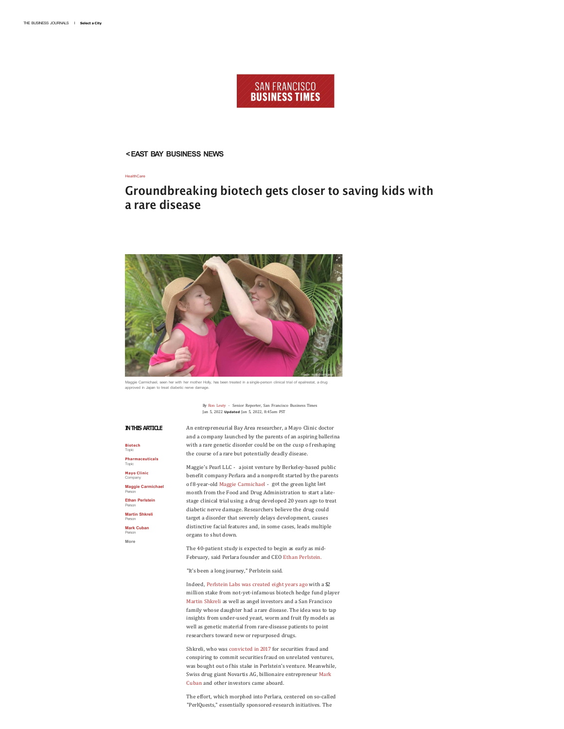THE BUSINESS JOURNALS | Select a City

SAN FRANCISCO BUSINESS TIMES

< EAST BAY BUSINESS NEWS

HealthCare

# Groundbreaking biotech gets closer to saving kids with a rare disease

Maggie Carmichael, seen her with her mother Holly, has been treated in a single-person clinical trial of epalrestat, a drug approved in Japan to treat diabetic nerve damage.

By Ron Leuty – Senior Reporter, San Francisco Business Times
Jan 5, 2022 **Updated** Jan 5, 2022, 8:45am PST

**IN THIS ARTICLE**

- **Biotech** Topic
- **Pharmaceuticals** Topic
- **Mayo Clinic** Company
- **Maggie Carmichael** Person
- **Ethan Perlstein** Person
- **Martin Shkreli** Person
- **Mark Cuban** Person
- More

An entrepreneurial Bay Area researcher, a Mayo Clinic doctor and a company launched by the parents of an aspiring ballerina with a rare genetic disorder could be on the cusp of reshaping the course of a rare but potentially deadly disease.

Maggie's Pearl LLC – a joint venture by Berkeley-based public benefit company Perlara and a nonprofit started by the parents of 8-year-old Maggie Carmichael – got the green light last month from the Food and Drug Administration to start a late-stage clinical trial using a drug developed 20 years ago to treat diabetic nerve damage. Researchers believe the drug could target a disorder that severely delays development, causes distinctive facial features and, in some cases, leads multiple organs to shut down.

The 40-patient study is expected to begin as early as mid-February, said Perlara founder and CEO Ethan Perlstein.

"It's been a long journey," Perlstein said.

Indeed, Perlstein Labs was created eight years ago with a $2 million stake from not-yet-infamous biotech hedge fund player Martin Shkreli as well as angel investors and a San Francisco family whose daughter had a rare disease. The idea was to tap insights from under-used yeast, worm and fruit fly models as well as genetic material from rare-disease patients to point researchers toward new or repurposed drugs.

Shkreli, who was convicted in 2017 for securities fraud and conspiring to commit securities fraud on unrelated ventures, was bought out of his stake in Perlstein's venture. Meanwhile, Swiss drug giant Novartis AG, billionaire entrepreneur Mark Cuban and other investors came aboard.

The effort, which morphed into Perlara, centered on so-called "PerlQuests," essentially sponsored-research initiatives. The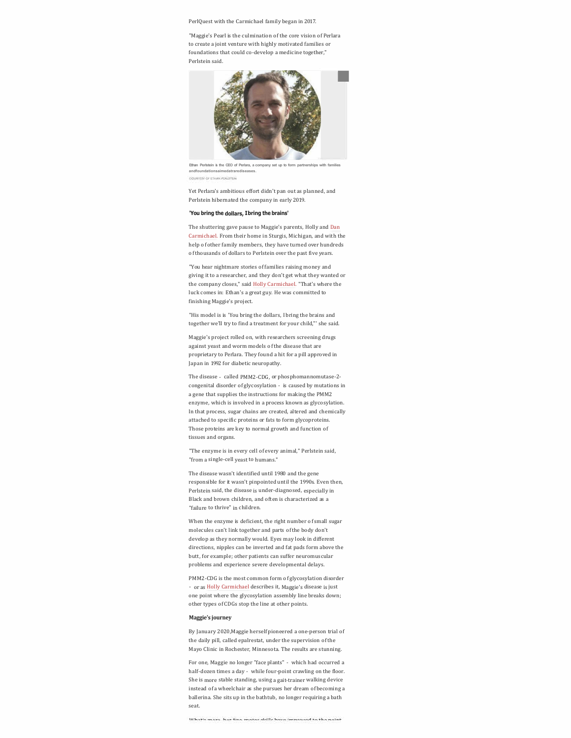PerlQuest with the Carmichael family began in 2017.

"Maggie's Pearl is the culmination of the core vision of Perlara to create a joint venture with highly motivated families or foundations that could co-develop a medicine together," Perlstein said.

Ethan Perlstein is the CEO of Perlara, a company set up to form partnerships with families and foundations aimed at rare diseases.

COURTESY OF ETHAN PERLSTEIN

Yet Perlara's ambitious effort didn't pan out as planned, and Perlstein hibernated the company in early 2019.

**'You bring the dollars, I bring the brains'**

The shuttering gave pause to Maggie's parents, Holly and Dan Carmichael. From their home in Sturgis, Michigan, and with the help of other family members, they have turned over hundreds of thousands of dollars to Perlstein over the past five years.

"You hear nightmare stories of families raising money and giving it to a researcher, and they don't get what they wanted or the company closes," said Holly Carmichael. "That's where the luck comes in: Ethan's a great guy. He was committed to finishing Maggie's project.

"His model is is 'You bring the dollars, I bring the brains and together we'll try to find a treatment for your child,"' she said.

Maggie's project rolled on, with researchers screening drugs against yeast and worm models of the disease that are proprietary to Perlara. They found a hit for a pill approved in Japan in 1992 for diabetic neuropathy.

The disease - called PMM2-CDG, or phosphomannomutase-2-congenital disorder of glycosylation - is caused by mutations in a gene that supplies the instructions for making the PMM2 enzyme, which is involved in a process known as glycosylation. In that process, sugar chains are created, altered and chemically attached to specific proteins or fats to form glycoproteins. Those proteins are key to normal growth and function of tissues and organs.

"The enzyme is in every cell of every animal," Perlstein said, "from a single-cell yeast to humans."

The disease wasn't identified until 1980 and the gene responsible for it wasn't pinpointed until the 1990s. Even then, Perlstein said, the disease is under-diagnosed, especially in Black and brown children, and often is characterized as a "failure to thrive" in children.

When the enzyme is deficient, the right number of small sugar molecules can't link together and parts of the body don't develop as they normally would. Eyes may look in different directions, nipples can be inverted and fat pads form above the butt, for example; other patients can suffer neuromuscular problems and experience severe developmental delays.

PMM2-CDG is the most common form of glycosylation disorder - or as Holly Carmichael describes it, Maggie's disease is just one point where the glycosylation assembly line breaks down; other types of CDGs stop the line at other points.

**Maggie's journey**

By January 2020, Maggie herself pioneered a one-person trial of the daily pill, called epalrestat, under the supervision of the Mayo Clinic in Rochester, Minnesota. The results are stunning.

For one, Maggie no longer "face plants" - which had occurred a half-dozen times a day - while four-point crawling on the floor. She is more stable standing, using a gait-trainer walking device instead of a wheelchair as she pursues her dream of becoming a ballerina. She sits up in the bathtub, no longer requiring a bath seat.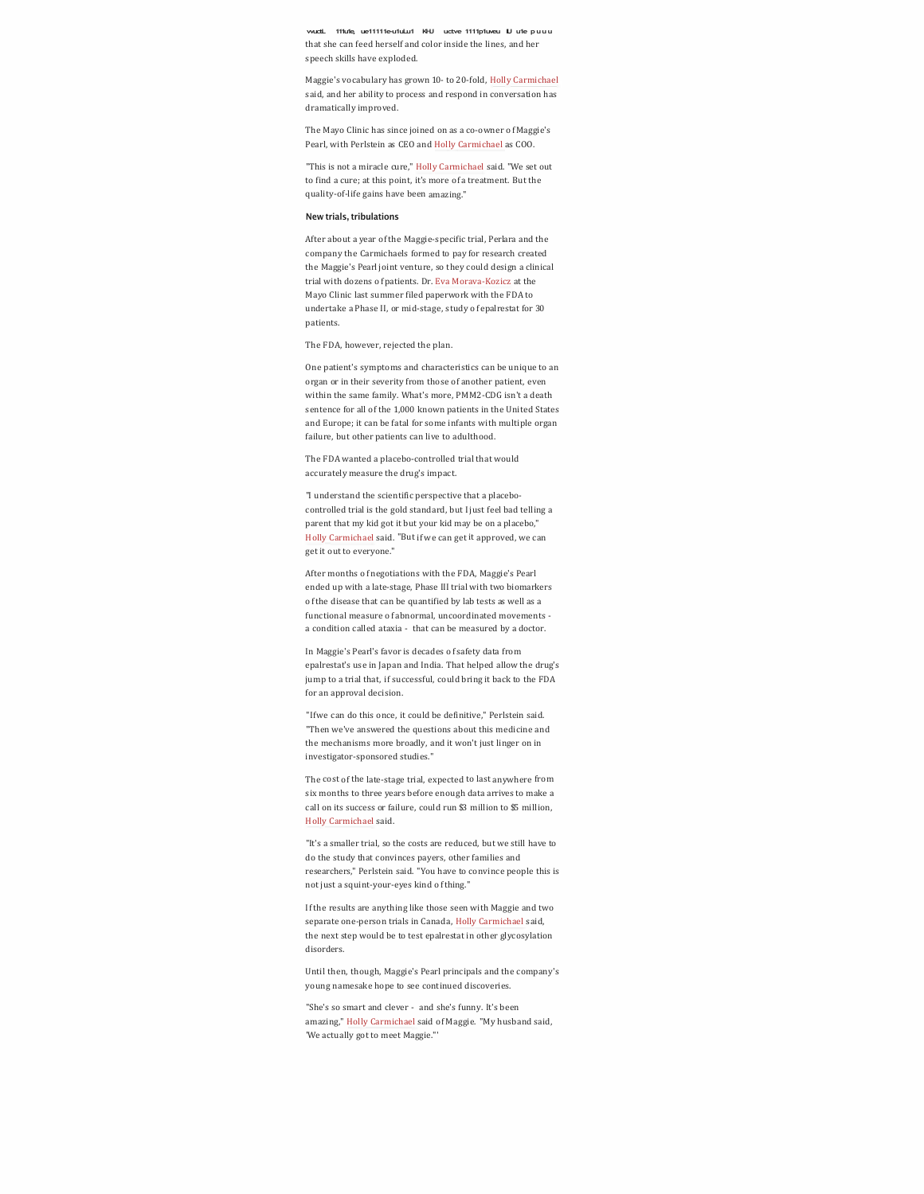that she can feed herself and color inside the lines, and her speech skills have exploded.

Maggie's vocabulary has grown 10- to 20-fold, Holly Carmichael said, and her ability to process and respond in conversation has dramatically improved.

The Mayo Clinic has since joined on as a co-owner of Maggie's Pearl, with Perlstein as CEO and Holly Carmichael as COO.

"This is not a miracle cure," Holly Carmichael said. "We set out to find a cure; at this point, it's more of a treatment. But the quality-of-life gains have been amazing."

### New trials, tribulations

After about a year of the Maggie-specific trial, Perlara and the company the Carmichaels formed to pay for research created the Maggie's Pearl joint venture, so they could design a clinical trial with dozens of patients. Dr. Eva Morava-Kozicz at the Mayo Clinic last summer filed paperwork with the FDA to undertake a Phase II, or mid-stage, study of epalrestat for 30 patients.

The FDA, however, rejected the plan.

One patient's symptoms and characteristics can be unique to an organ or in their severity from those of another patient, even within the same family. What's more, PMM2-CDG isn't a death sentence for all of the 1,000 known patients in the United States and Europe; it can be fatal for some infants with multiple organ failure, but other patients can live to adulthood.

The FDA wanted a placebo-controlled trial that would accurately measure the drug's impact.

"I understand the scientific perspective that a placebo-controlled trial is the gold standard, but I just feel bad telling a parent that my kid got it but your kid may be on a placebo," Holly Carmichael said. "But if we can get it approved, we can get it out to everyone."

After months of negotiations with the FDA, Maggie's Pearl ended up with a late-stage, Phase III trial with two biomarkers of the disease that can be quantified by lab tests as well as a functional measure of abnormal, uncoordinated movements - a condition called ataxia - that can be measured by a doctor.

In Maggie's Pearl's favor is decades of safety data from epalrestat's use in Japan and India. That helped allow the drug's jump to a trial that, if successful, could bring it back to the FDA for an approval decision.

"If we can do this once, it could be definitive," Perlstein said. "Then we've answered the questions about this medicine and the mechanisms more broadly, and it won't just linger on in investigator-sponsored studies."

The cost of the late-stage trial, expected to last anywhere from six months to three years before enough data arrives to make a call on its success or failure, could run $3 million to $5 million, Holly Carmichael said.

"It's a smaller trial, so the costs are reduced, but we still have to do the study that convinces payers, other families and researchers," Perlstein said. "You have to convince people this is not just a squint-your-eyes kind of thing."

If the results are anything like those seen with Maggie and two separate one-person trials in Canada, Holly Carmichael said, the next step would be to test epalrestat in other glycosylation disorders.

Until then, though, Maggie's Pearl principals and the company's young namesake hope to see continued discoveries.

"She's so smart and clever - and she's funny. It's been amazing," Holly Carmichael said of Maggie. "My husband said, 'We actually got to meet Maggie.'"